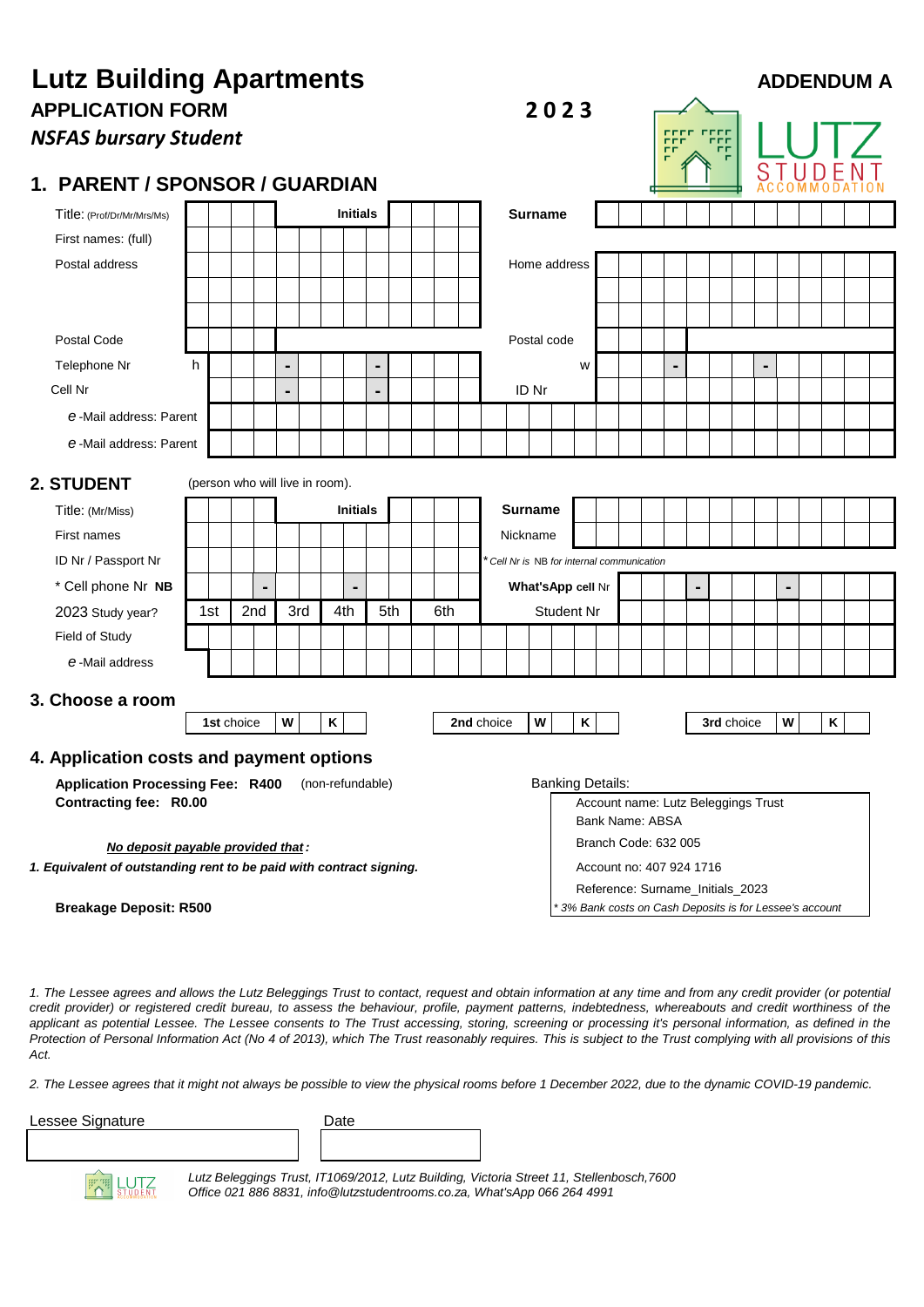# Lutz Building Apartments

**ADDENDUM A**

## APPLICATION FORM

**2023**

***NSFAS bursary Student***

## 1. PARENT / SPONSOR / GUARDIAN

| | | | |
|---|---|---|---|
| Title: (Prof/Dr/Mr/Mrs/Ms) | **Initials** | **Surname** | |
| First names: (full) | | | |
| Postal address | | Home address | |
| | | | |
| | | | |
| Postal Code | | Postal code | |
| Telephone Nr | h - - | w | - - |
| Cell Nr | - - | ID Nr | |
| *e*-Mail address: Parent | | | |
| *e*-Mail address: Parent | | | |

## 2. STUDENT

(person who will live in room).

| | | | |
|---|---|---|---|
| Title: (Mr/Miss) | **Initials** | **Surname** | |
| First names | | Nickname | |
| ID Nr / Passport Nr | | *\* Cell Nr is NB for internal communication* | |
| \* Cell phone Nr **NB** | - - | **What'sApp** cell Nr | - - |
| 2023 Study year? | 1st / 2nd / 3rd / 4th / 5th / 6th | Student Nr | |
| Field of Study | | | |
| *e*-Mail address | | | |

## 3. Choose a room

| **1st** choice | W | K | **2nd** choice | W | K | **3rd** choice | W | K |
|---|---|---|---|---|---|---|---|---|

## 4. Application costs and payment options

**Application Processing Fee: R400** (non-refundable)

**Contracting fee: R0.00**

***No deposit payable provided that:***

***1. Equivalent of outstanding rent to be paid with contract signing.***

**Breakage Deposit: R500**

Banking Details:

Account name: Lutz Beleggings Trust
Bank Name: ABSA
Branch Code: 632 005
Account no: 407 924 1716
Reference: Surname_Initials_2023
*\* 3% Bank costs on Cash Deposits is for Lessee's account*

*1. The Lessee agrees and allows the Lutz Beleggings Trust to contact, request and obtain information at any time and from any credit provider (or potential credit provider) or registered credit bureau, to assess the behaviour, profile, payment patterns, indebtedness, whereabouts and credit worthiness of the applicant as potential Lessee. The Lessee consents to The Trust accessing, storing, screening or processing it's personal information, as defined in the Protection of Personal Information Act (No 4 of 2013), which The Trust reasonably requires. This is subject to the Trust complying with all provisions of this Act.*

*2. The Lessee agrees that it might not always be possible to view the physical rooms before 1 December 2022, due to the dynamic COVID-19 pandemic.*

| Lessee Signature | Date |
|---|---|
| | |

*Lutz Beleggings Trust, IT1069/2012, Lutz Building, Victoria Street 11, Stellenbosch,7600*
*Office 021 886 8831, info@lutzstudentrooms.co.za, What'sApp 066 264 4991*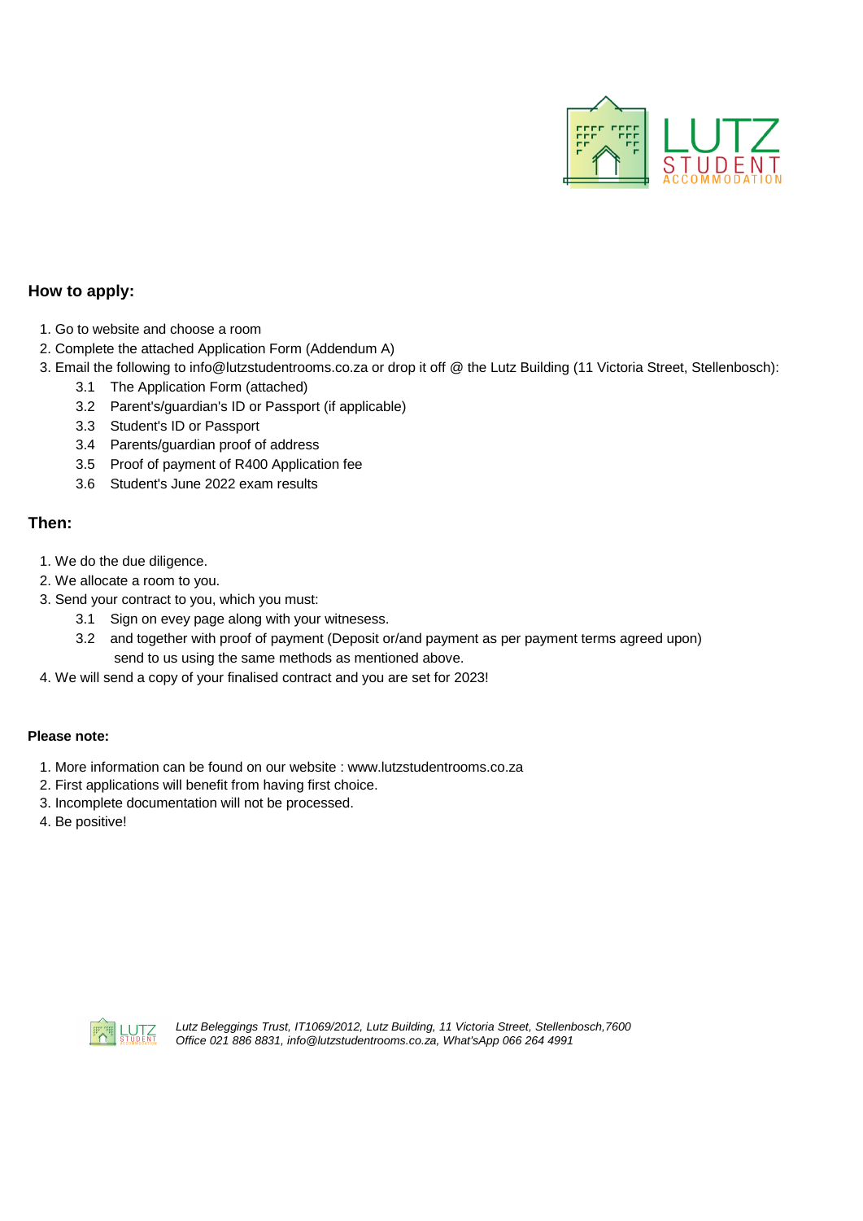## How to apply:

1. Go to website and choose a room
2. Complete the attached Application Form (Addendum A)
3. Email the following to info@lutzstudentrooms.co.za or drop it off @ the Lutz Building (11 Victoria Street, Stellenbosch):
   - 3.1 The Application Form (attached)
   - 3.2 Parent's/guardian's ID or Passport (if applicable)
   - 3.3 Student's ID or Passport
   - 3.4 Parents/guardian proof of address
   - 3.5 Proof of payment of R400 Application fee
   - 3.6 Student's June 2022 exam results

## Then:

1. We do the due diligence.
2. We allocate a room to you.
3. Send your contract to you, which you must:
   - 3.1 Sign on evey page along with your witnesess.
   - 3.2 and together with proof of payment (Deposit or/and payment as per payment terms agreed upon) send to us using the same methods as mentioned above.
4. We will send a copy of your finalised contract and you are set for 2023!

**Please note:**

1. More information can be found on our website : www.lutzstudentrooms.co.za
2. First applications will benefit from having first choice.
3. Incomplete documentation will not be processed.
4. Be positive!

*Lutz Beleggings Trust, IT1069/2012, Lutz Building, 11 Victoria Street, Stellenbosch,7600*
*Office 021 886 8831, info@lutzstudentrooms.co.za, What'sApp 066 264 4991*